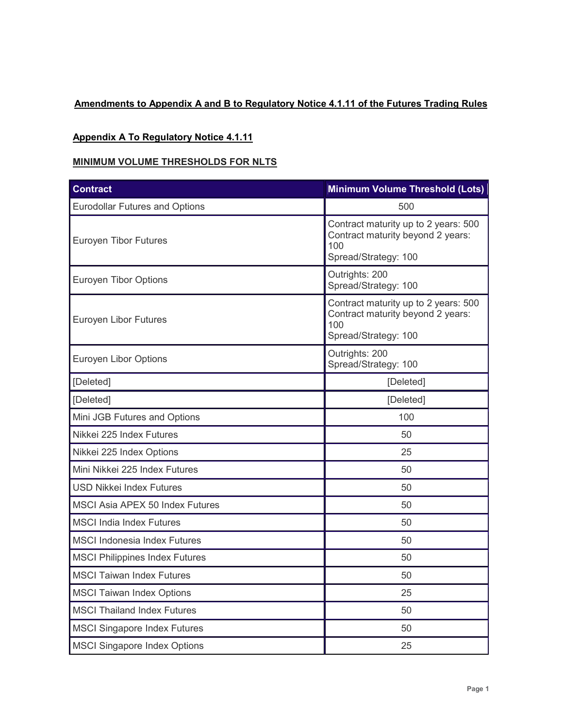**Amendments to Appendix A and B to Regulatory Notice 4.1.11 of the Futures Trading Rules**

**Appendix A To Regulatory Notice 4.1.11**

**MINIMUM VOLUME THRESHOLDS FOR NLTS**

| Contract | Minimum Volume Threshold (Lots) |
|---|---|
| Eurodollar Futures and Options | 500 |
| Euroyen Tibor Futures | Contract maturity up to 2 years: 500<br>Contract maturity beyond 2 years: 100<br>Spread/Strategy: 100 |
| Euroyen Tibor Options | Outrights: 200<br>Spread/Strategy: 100 |
| Euroyen Libor Futures | Contract maturity up to 2 years: 500<br>Contract maturity beyond 2 years: 100<br>Spread/Strategy: 100 |
| Euroyen Libor Options | Outrights: 200<br>Spread/Strategy: 100 |
| [Deleted] | [Deleted] |
| [Deleted] | [Deleted] |
| Mini JGB Futures and Options | 100 |
| Nikkei 225 Index Futures | 50 |
| Nikkei 225 Index Options | 25 |
| Mini Nikkei 225 Index Futures | 50 |
| USD Nikkei Index Futures | 50 |
| MSCI Asia APEX 50 Index Futures | 50 |
| MSCI India Index Futures | 50 |
| MSCI Indonesia Index Futures | 50 |
| MSCI Philippines Index Futures | 50 |
| MSCI Taiwan Index Futures | 50 |
| MSCI Taiwan Index Options | 25 |
| MSCI Thailand Index Futures | 50 |
| MSCI Singapore Index Futures | 50 |
| MSCI Singapore Index Options | 25 |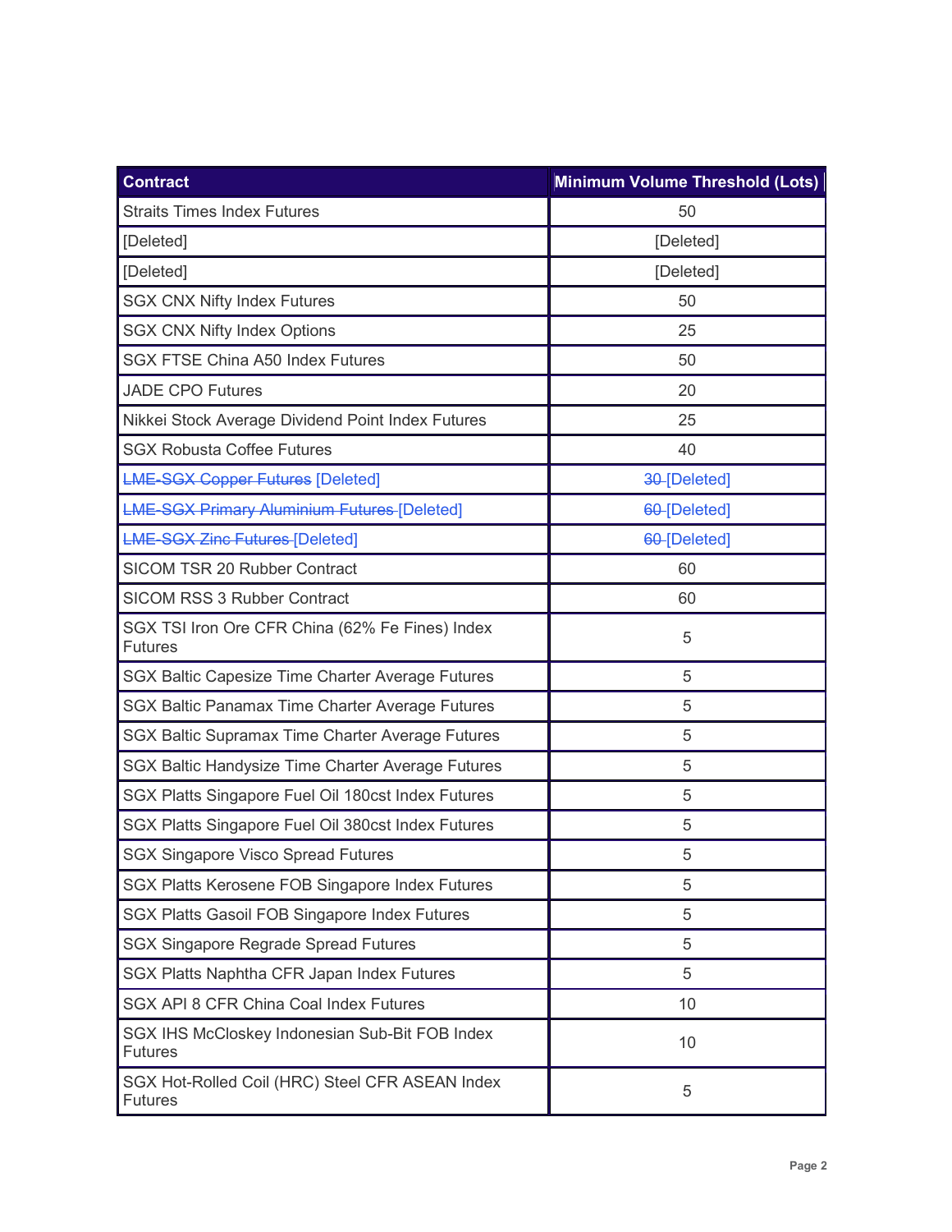| Contract | Minimum Volume Threshold (Lots) |
| --- | --- |
| Straits Times Index Futures | 50 |
| [Deleted] | [Deleted] |
| [Deleted] | [Deleted] |
| SGX CNX Nifty Index Futures | 50 |
| SGX CNX Nifty Index Options | 25 |
| SGX FTSE China A50 Index Futures | 50 |
| JADE CPO Futures | 20 |
| Nikkei Stock Average Dividend Point Index Futures | 25 |
| SGX Robusta Coffee Futures | 40 |
| ~~LME-SGX Copper Futures~~ [Deleted] | ~~30~~ [Deleted] |
| ~~LME-SGX Primary Aluminium Futures~~ [Deleted] | ~~60~~ [Deleted] |
| ~~LME-SGX Zinc Futures~~ [Deleted] | ~~60~~ [Deleted] |
| SICOM TSR 20 Rubber Contract | 60 |
| SICOM RSS 3 Rubber Contract | 60 |
| SGX TSI Iron Ore CFR China (62% Fe Fines) Index Futures | 5 |
| SGX Baltic Capesize Time Charter Average Futures | 5 |
| SGX Baltic Panamax Time Charter Average Futures | 5 |
| SGX Baltic Supramax Time Charter Average Futures | 5 |
| SGX Baltic Handysize Time Charter Average Futures | 5 |
| SGX Platts Singapore Fuel Oil 180cst Index Futures | 5 |
| SGX Platts Singapore Fuel Oil 380cst Index Futures | 5 |
| SGX Singapore Visco Spread Futures | 5 |
| SGX Platts Kerosene FOB Singapore Index Futures | 5 |
| SGX Platts Gasoil FOB Singapore Index Futures | 5 |
| SGX Singapore Regrade Spread Futures | 5 |
| SGX Platts Naphtha CFR Japan Index Futures | 5 |
| SGX API 8 CFR China Coal Index Futures | 10 |
| SGX IHS McCloskey Indonesian Sub-Bit FOB Index Futures | 10 |
| SGX Hot-Rolled Coil (HRC) Steel CFR ASEAN Index Futures | 5 |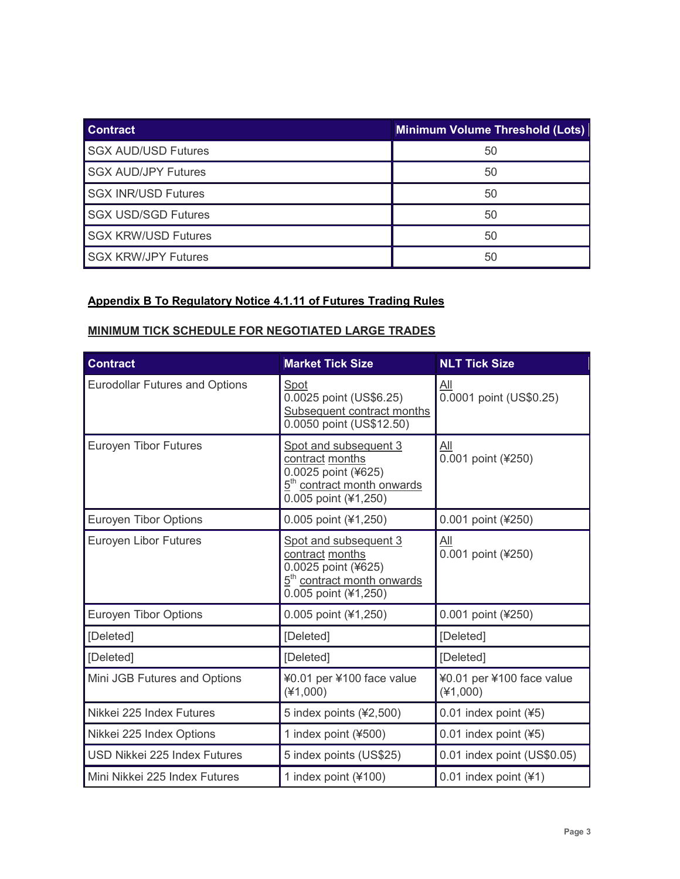| Contract | Minimum Volume Threshold (Lots) |
| --- | --- |
| SGX AUD/USD Futures | 50 |
| SGX AUD/JPY Futures | 50 |
| SGX INR/USD Futures | 50 |
| SGX USD/SGD Futures | 50 |
| SGX KRW/USD Futures | 50 |
| SGX KRW/JPY Futures | 50 |

**Appendix B To Regulatory Notice 4.1.11 of Futures Trading Rules**

**MINIMUM TICK SCHEDULE FOR NEGOTIATED LARGE TRADES**

| Contract | Market Tick Size | NLT Tick Size |
| --- | --- | --- |
| Eurodollar Futures and Options | Spot<br>0.0025 point (US$6.25)<br>Subsequent contract months<br>0.0050 point (US$12.50) | All<br>0.0001 point (US$0.25) |
| Euroyen Tibor Futures | Spot and subsequent 3 contract months<br>0.0025 point (¥625)<br>5th contract month onwards<br>0.005 point (¥1,250) | All<br>0.001 point (¥250) |
| Euroyen Tibor Options | 0.005 point (¥1,250) | 0.001 point (¥250) |
| Euroyen Libor Futures | Spot and subsequent 3 contract months<br>0.0025 point (¥625)<br>5th contract month onwards<br>0.005 point (¥1,250) | All<br>0.001 point (¥250) |
| Euroyen Tibor Options | 0.005 point (¥1,250) | 0.001 point (¥250) |
| [Deleted] | [Deleted] | [Deleted] |
| [Deleted] | [Deleted] | [Deleted] |
| Mini JGB Futures and Options | ¥0.01 per ¥100 face value (¥1,000) | ¥0.01 per ¥100 face value (¥1,000) |
| Nikkei 225 Index Futures | 5 index points (¥2,500) | 0.01 index point (¥5) |
| Nikkei 225 Index Options | 1 index point (¥500) | 0.01 index point (¥5) |
| USD Nikkei 225 Index Futures | 5 index points (US$25) | 0.01 index point (US$0.05) |
| Mini Nikkei 225 Index Futures | 1 index point (¥100) | 0.01 index point (¥1) |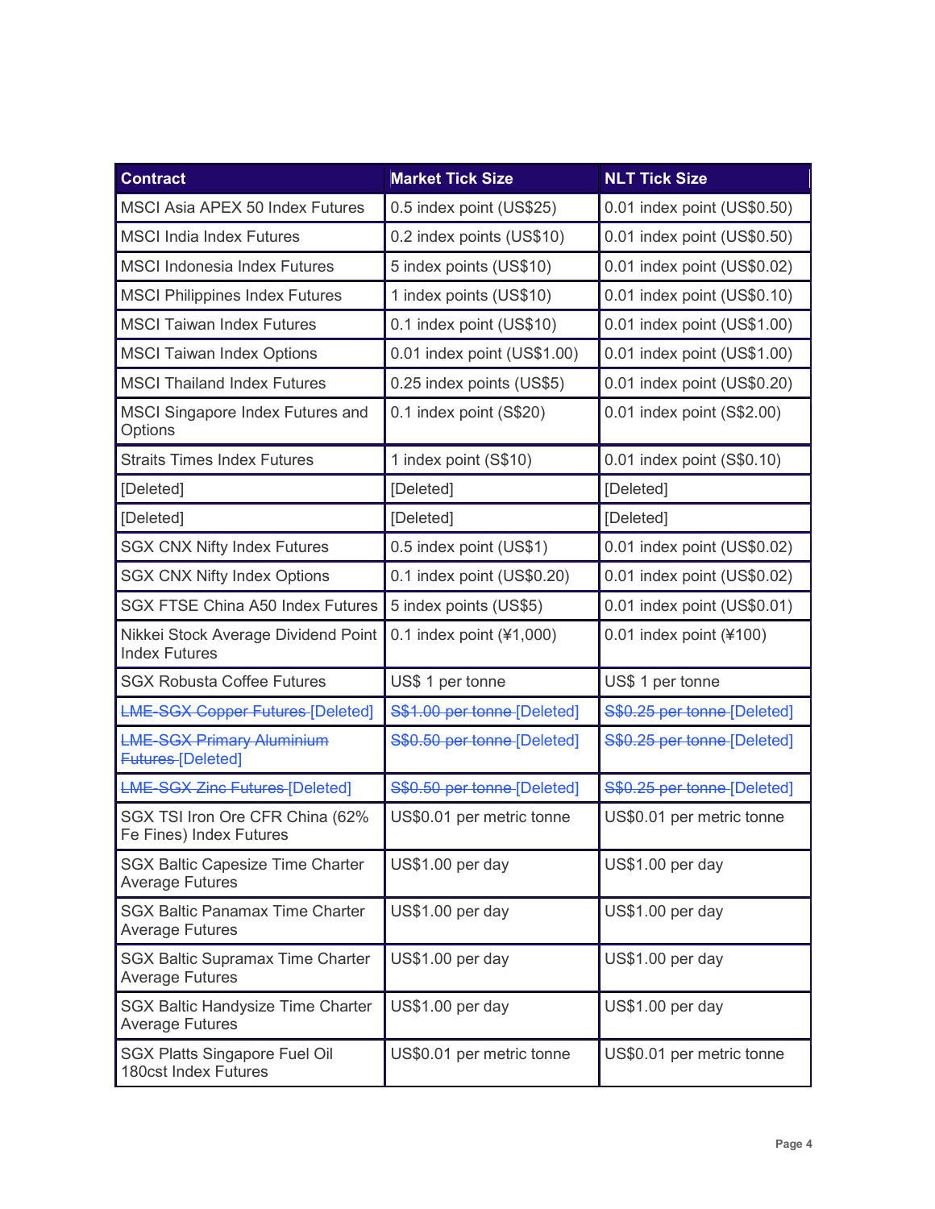| Contract | Market Tick Size | NLT Tick Size |
| --- | --- | --- |
| MSCI Asia APEX 50 Index Futures | 0.5 index point (US$25) | 0.01 index point (US$0.50) |
| MSCI India Index Futures | 0.2 index points (US$10) | 0.01 index point (US$0.50) |
| MSCI Indonesia Index Futures | 5 index points (US$10) | 0.01 index point (US$0.02) |
| MSCI Philippines Index Futures | 1 index points (US$10) | 0.01 index point (US$0.10) |
| MSCI Taiwan Index Futures | 0.1 index point (US$10) | 0.01 index point (US$1.00) |
| MSCI Taiwan Index Options | 0.01 index point (US$1.00) | 0.01 index point (US$1.00) |
| MSCI Thailand Index Futures | 0.25 index points (US$5) | 0.01 index point (US$0.20) |
| MSCI Singapore Index Futures and Options | 0.1 index point (S$20) | 0.01 index point (S$2.00) |
| Straits Times Index Futures | 1 index point (S$10) | 0.01 index point (S$0.10) |
| [Deleted] | [Deleted] | [Deleted] |
| [Deleted] | [Deleted] | [Deleted] |
| SGX CNX Nifty Index Futures | 0.5 index point (US$1) | 0.01 index point (US$0.02) |
| SGX CNX Nifty Index Options | 0.1 index point (US$0.20) | 0.01 index point (US$0.02) |
| SGX FTSE China A50 Index Futures | 5 index points (US$5) | 0.01 index point (US$0.01) |
| Nikkei Stock Average Dividend Point Index Futures | 0.1 index point (¥1,000) | 0.01 index point (¥100) |
| SGX Robusta Coffee Futures | US$ 1 per tonne | US$ 1 per tonne |
| ~~LME-SGX Copper Futures~~ [Deleted] | ~~S$1.00 per tonne~~ [Deleted] | ~~S$0.25 per tonne~~ [Deleted] |
| ~~LME-SGX Primary Aluminium Futures~~ [Deleted] | ~~S$0.50 per tonne~~ [Deleted] | ~~S$0.25 per tonne~~ [Deleted] |
| ~~LME-SGX Zinc Futures~~ [Deleted] | ~~S$0.50 per tonne~~ [Deleted] | ~~S$0.25 per tonne~~ [Deleted] |
| SGX TSI Iron Ore CFR China (62% Fe Fines) Index Futures | US$0.01 per metric tonne | US$0.01 per metric tonne |
| SGX Baltic Capesize Time Charter Average Futures | US$1.00 per day | US$1.00 per day |
| SGX Baltic Panamax Time Charter Average Futures | US$1.00 per day | US$1.00 per day |
| SGX Baltic Supramax Time Charter Average Futures | US$1.00 per day | US$1.00 per day |
| SGX Baltic Handysize Time Charter Average Futures | US$1.00 per day | US$1.00 per day |
| SGX Platts Singapore Fuel Oil 180cst Index Futures | US$0.01 per metric tonne | US$0.01 per metric tonne |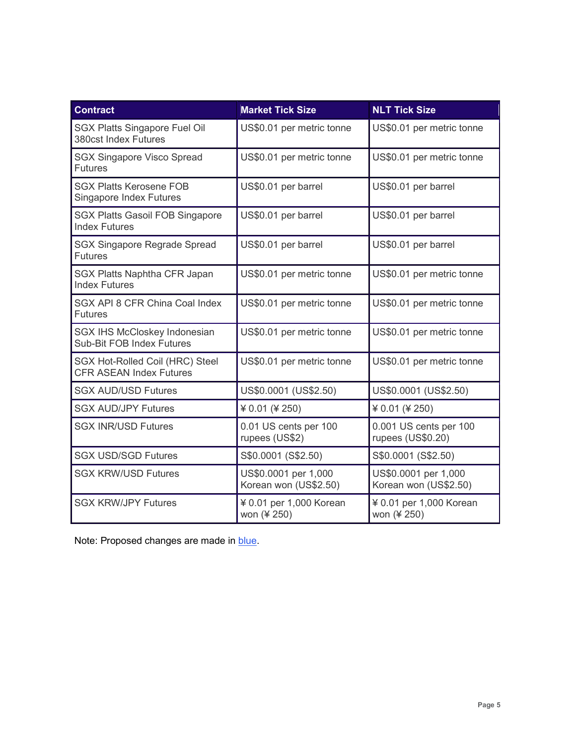| Contract | Market Tick Size | NLT Tick Size |
|---|---|---|
| SGX Platts Singapore Fuel Oil 380cst Index Futures | US$0.01 per metric tonne | US$0.01 per metric tonne |
| SGX Singapore Visco Spread Futures | US$0.01 per metric tonne | US$0.01 per metric tonne |
| SGX Platts Kerosene FOB Singapore Index Futures | US$0.01 per barrel | US$0.01 per barrel |
| SGX Platts Gasoil FOB Singapore Index Futures | US$0.01 per barrel | US$0.01 per barrel |
| SGX Singapore Regrade Spread Futures | US$0.01 per barrel | US$0.01 per barrel |
| SGX Platts Naphtha CFR Japan Index Futures | US$0.01 per metric tonne | US$0.01 per metric tonne |
| SGX API 8 CFR China Coal Index Futures | US$0.01 per metric tonne | US$0.01 per metric tonne |
| SGX IHS McCloskey Indonesian Sub-Bit FOB Index Futures | US$0.01 per metric tonne | US$0.01 per metric tonne |
| SGX Hot-Rolled Coil (HRC) Steel CFR ASEAN Index Futures | US$0.01 per metric tonne | US$0.01 per metric tonne |
| SGX AUD/USD Futures | US$0.0001 (US$2.50) | US$0.0001 (US$2.50) |
| SGX AUD/JPY Futures | ¥ 0.01 (¥ 250) | ¥ 0.01 (¥ 250) |
| SGX INR/USD Futures | 0.01 US cents per 100 rupees (US$2) | 0.001 US cents per 100 rupees (US$0.20) |
| SGX USD/SGD Futures | S$0.0001 (S$2.50) | S$0.0001 (S$2.50) |
| SGX KRW/USD Futures | US$0.0001 per 1,000 Korean won (US$2.50) | US$0.0001 per 1,000 Korean won (US$2.50) |
| SGX KRW/JPY Futures | ¥ 0.01 per 1,000 Korean won (¥ 250) | ¥ 0.01 per 1,000 Korean won (¥ 250) |

Note: Proposed changes are made in blue.